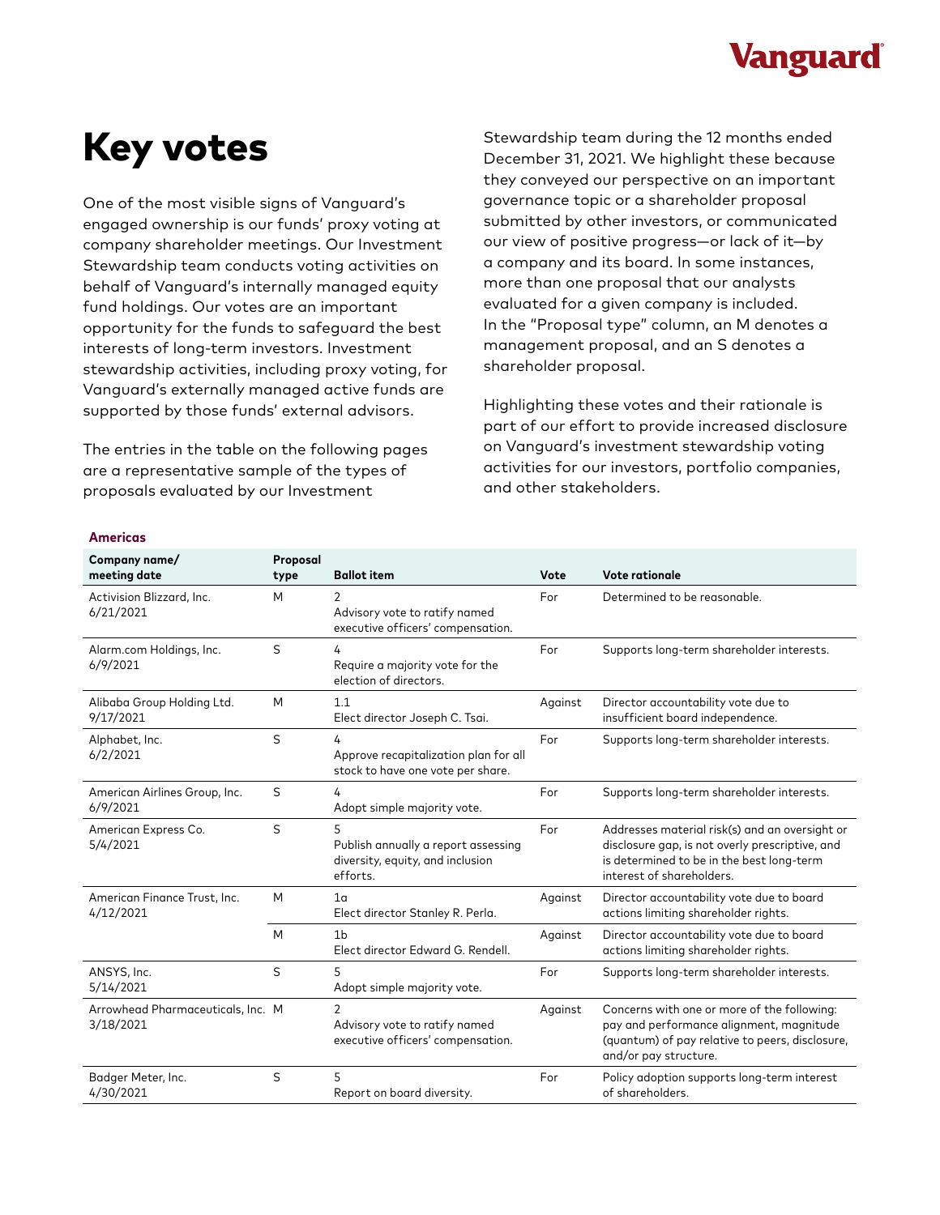# Key votes

One of the most visible signs of Vanguard's engaged ownership is our funds' proxy voting at company shareholder meetings. Our Investment Stewardship team conducts voting activities on behalf of Vanguard's internally managed equity fund holdings. Our votes are an important opportunity for the funds to safeguard the best interests of long-term investors. Investment stewardship activities, including proxy voting, for Vanguard's externally managed active funds are supported by those funds' external advisors.

The entries in the table on the following pages are a representative sample of the types of proposals evaluated by our Investment Stewardship team during the 12 months ended December 31, 2021. We highlight these because they conveyed our perspective on an important governance topic or a shareholder proposal submitted by other investors, or communicated our view of positive progress—or lack of it—by a company and its board. In some instances, more than one proposal that our analysts evaluated for a given company is included. In the "Proposal type" column, an M denotes a management proposal, and an S denotes a shareholder proposal.

Highlighting these votes and their rationale is part of our effort to provide increased disclosure on Vanguard's investment stewardship voting activities for our investors, portfolio companies, and other stakeholders.

**Americas**

| Company name/ meeting date | Proposal type | Ballot item | Vote | Vote rationale |
|---|---|---|---|---|
| Activision Blizzard, Inc. 6/21/2021 | M | 2 Advisory vote to ratify named executive officers' compensation. | For | Determined to be reasonable. |
| Alarm.com Holdings, Inc. 6/9/2021 | S | 4 Require a majority vote for the election of directors. | For | Supports long-term shareholder interests. |
| Alibaba Group Holding Ltd. 9/17/2021 | M | 1.1 Elect director Joseph C. Tsai. | Against | Director accountability vote due to insufficient board independence. |
| Alphabet, Inc. 6/2/2021 | S | 4 Approve recapitalization plan for all stock to have one vote per share. | For | Supports long-term shareholder interests. |
| American Airlines Group, Inc. 6/9/2021 | S | 4 Adopt simple majority vote. | For | Supports long-term shareholder interests. |
| American Express Co. 5/4/2021 | S | 5 Publish annually a report assessing diversity, equity, and inclusion efforts. | For | Addresses material risk(s) and an oversight or disclosure gap, is not overly prescriptive, and is determined to be in the best long-term interest of shareholders. |
| American Finance Trust, Inc. 4/12/2021 | M | 1a Elect director Stanley R. Perla. | Against | Director accountability vote due to board actions limiting shareholder rights. |
| | M | 1b Elect director Edward G. Rendell. | Against | Director accountability vote due to board actions limiting shareholder rights. |
| ANSYS, Inc. 5/14/2021 | S | 5 Adopt simple majority vote. | For | Supports long-term shareholder interests. |
| Arrowhead Pharmaceuticals, Inc. 3/18/2021 | M | 2 Advisory vote to ratify named executive officers' compensation. | Against | Concerns with one or more of the following: pay and performance alignment, magnitude (quantum) of pay relative to peers, disclosure, and/or pay structure. |
| Badger Meter, Inc. 4/30/2021 | S | 5 Report on board diversity. | For | Policy adoption supports long-term interest of shareholders. |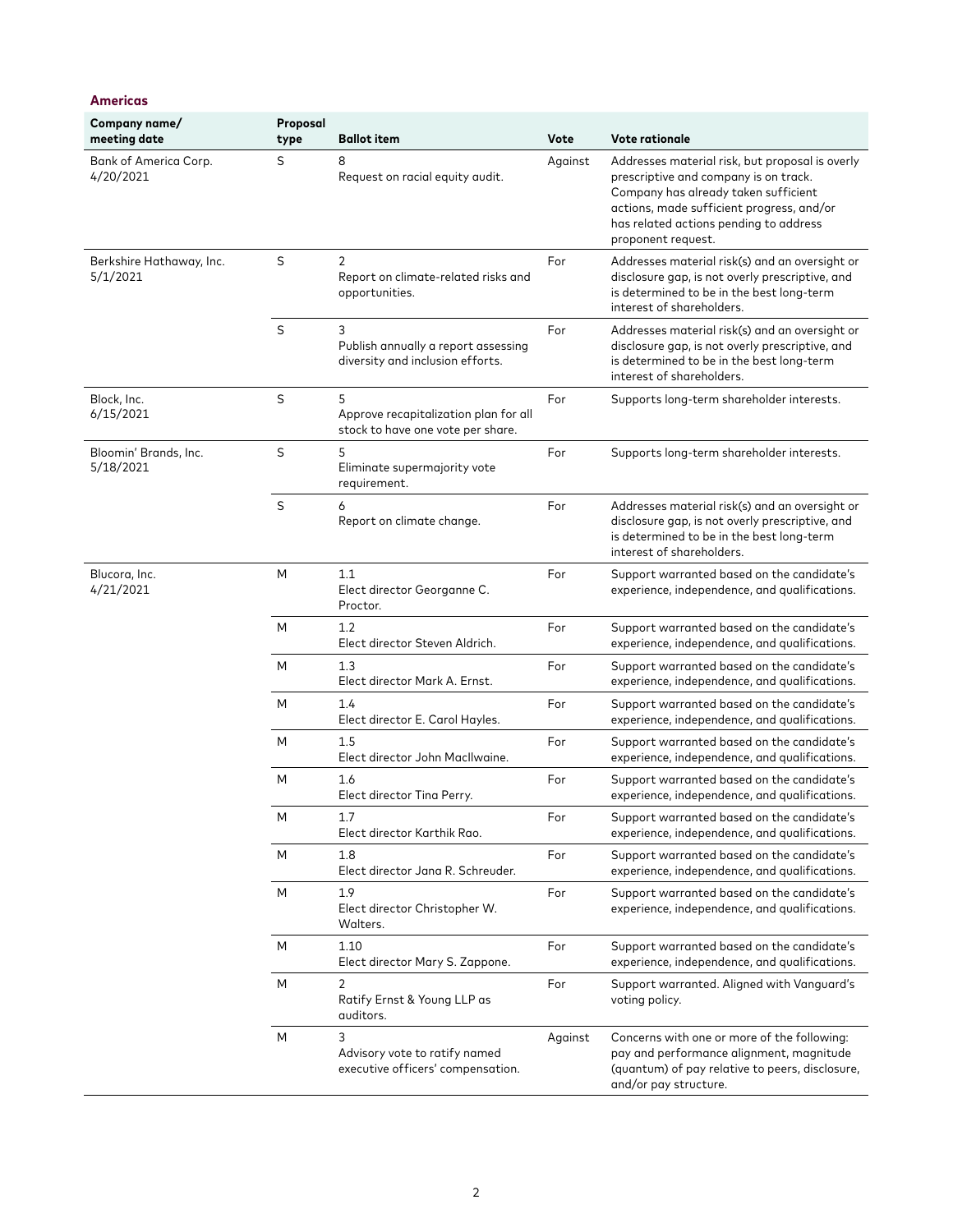### Americas

| Company name/ meeting date | Proposal type | Ballot item | Vote | Vote rationale |
|---|---|---|---|---|
| Bank of America Corp. 4/20/2021 | S | 8 Request on racial equity audit. | Against | Addresses material risk, but proposal is overly prescriptive and company is on track. Company has already taken sufficient actions, made sufficient progress, and/or has related actions pending to address proponent request. |
| Berkshire Hathaway, Inc. 5/1/2021 | S | 2 Report on climate-related risks and opportunities. | For | Addresses material risk(s) and an oversight or disclosure gap, is not overly prescriptive, and is determined to be in the best long-term interest of shareholders. |
| | S | 3 Publish annually a report assessing diversity and inclusion efforts. | For | Addresses material risk(s) and an oversight or disclosure gap, is not overly prescriptive, and is determined to be in the best long-term interest of shareholders. |
| Block, Inc. 6/15/2021 | S | 5 Approve recapitalization plan for all stock to have one vote per share. | For | Supports long-term shareholder interests. |
| Bloomin' Brands, Inc. 5/18/2021 | S | 5 Eliminate supermajority vote requirement. | For | Supports long-term shareholder interests. |
| | S | 6 Report on climate change. | For | Addresses material risk(s) and an oversight or disclosure gap, is not overly prescriptive, and is determined to be in the best long-term interest of shareholders. |
| Blucora, Inc. 4/21/2021 | M | 1.1 Elect director Georganne C. Proctor. | For | Support warranted based on the candidate's experience, independence, and qualifications. |
| | M | 1.2 Elect director Steven Aldrich. | For | Support warranted based on the candidate's experience, independence, and qualifications. |
| | M | 1.3 Elect director Mark A. Ernst. | For | Support warranted based on the candidate's experience, independence, and qualifications. |
| | M | 1.4 Elect director E. Carol Hayles. | For | Support warranted based on the candidate's experience, independence, and qualifications. |
| | M | 1.5 Elect director John MacIlwaine. | For | Support warranted based on the candidate's experience, independence, and qualifications. |
| | M | 1.6 Elect director Tina Perry. | For | Support warranted based on the candidate's experience, independence, and qualifications. |
| | M | 1.7 Elect director Karthik Rao. | For | Support warranted based on the candidate's experience, independence, and qualifications. |
| | M | 1.8 Elect director Jana R. Schreuder. | For | Support warranted based on the candidate's experience, independence, and qualifications. |
| | M | 1.9 Elect director Christopher W. Walters. | For | Support warranted based on the candidate's experience, independence, and qualifications. |
| | M | 1.10 Elect director Mary S. Zappone. | For | Support warranted based on the candidate's experience, independence, and qualifications. |
| | M | 2 Ratify Ernst & Young LLP as auditors. | For | Support warranted. Aligned with Vanguard's voting policy. |
| | M | 3 Advisory vote to ratify named executive officers' compensation. | Against | Concerns with one or more of the following: pay and performance alignment, magnitude (quantum) of pay relative to peers, disclosure, and/or pay structure. |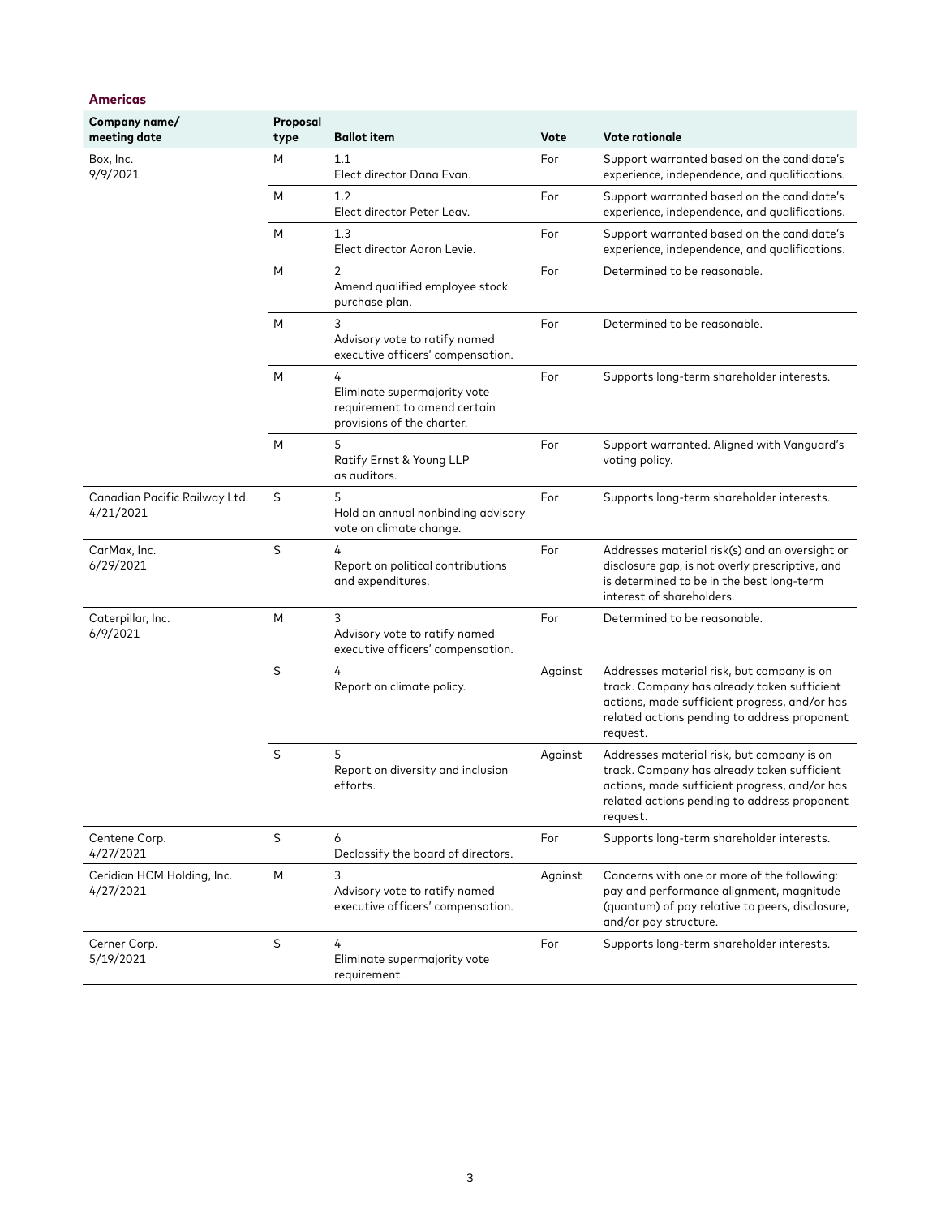### Americas

| Company name/ meeting date | Proposal type | Ballot item | Vote | Vote rationale |
|---|---|---|---|---|
| Box, Inc. 9/9/2021 | M | 1.1 Elect director Dana Evan. | For | Support warranted based on the candidate's experience, independence, and qualifications. |
| | M | 1.2 Elect director Peter Leav. | For | Support warranted based on the candidate's experience, independence, and qualifications. |
| | M | 1.3 Elect director Aaron Levie. | For | Support warranted based on the candidate's experience, independence, and qualifications. |
| | M | 2 Amend qualified employee stock purchase plan. | For | Determined to be reasonable. |
| | M | 3 Advisory vote to ratify named executive officers' compensation. | For | Determined to be reasonable. |
| | M | 4 Eliminate supermajority vote requirement to amend certain provisions of the charter. | For | Supports long-term shareholder interests. |
| | M | 5 Ratify Ernst & Young LLP as auditors. | For | Support warranted. Aligned with Vanguard's voting policy. |
| Canadian Pacific Railway Ltd. 4/21/2021 | S | 5 Hold an annual nonbinding advisory vote on climate change. | For | Supports long-term shareholder interests. |
| CarMax, Inc. 6/29/2021 | S | 4 Report on political contributions and expenditures. | For | Addresses material risk(s) and an oversight or disclosure gap, is not overly prescriptive, and is determined to be in the best long-term interest of shareholders. |
| Caterpillar, Inc. 6/9/2021 | M | 3 Advisory vote to ratify named executive officers' compensation. | For | Determined to be reasonable. |
| | S | 4 Report on climate policy. | Against | Addresses material risk, but company is on track. Company has already taken sufficient actions, made sufficient progress, and/or has related actions pending to address proponent request. |
| | S | 5 Report on diversity and inclusion efforts. | Against | Addresses material risk, but company is on track. Company has already taken sufficient actions, made sufficient progress, and/or has related actions pending to address proponent request. |
| Centene Corp. 4/27/2021 | S | 6 Declassify the board of directors. | For | Supports long-term shareholder interests. |
| Ceridian HCM Holding, Inc. 4/27/2021 | M | 3 Advisory vote to ratify named executive officers' compensation. | Against | Concerns with one or more of the following: pay and performance alignment, magnitude (quantum) of pay relative to peers, disclosure, and/or pay structure. |
| Cerner Corp. 5/19/2021 | S | 4 Eliminate supermajority vote requirement. | For | Supports long-term shareholder interests. |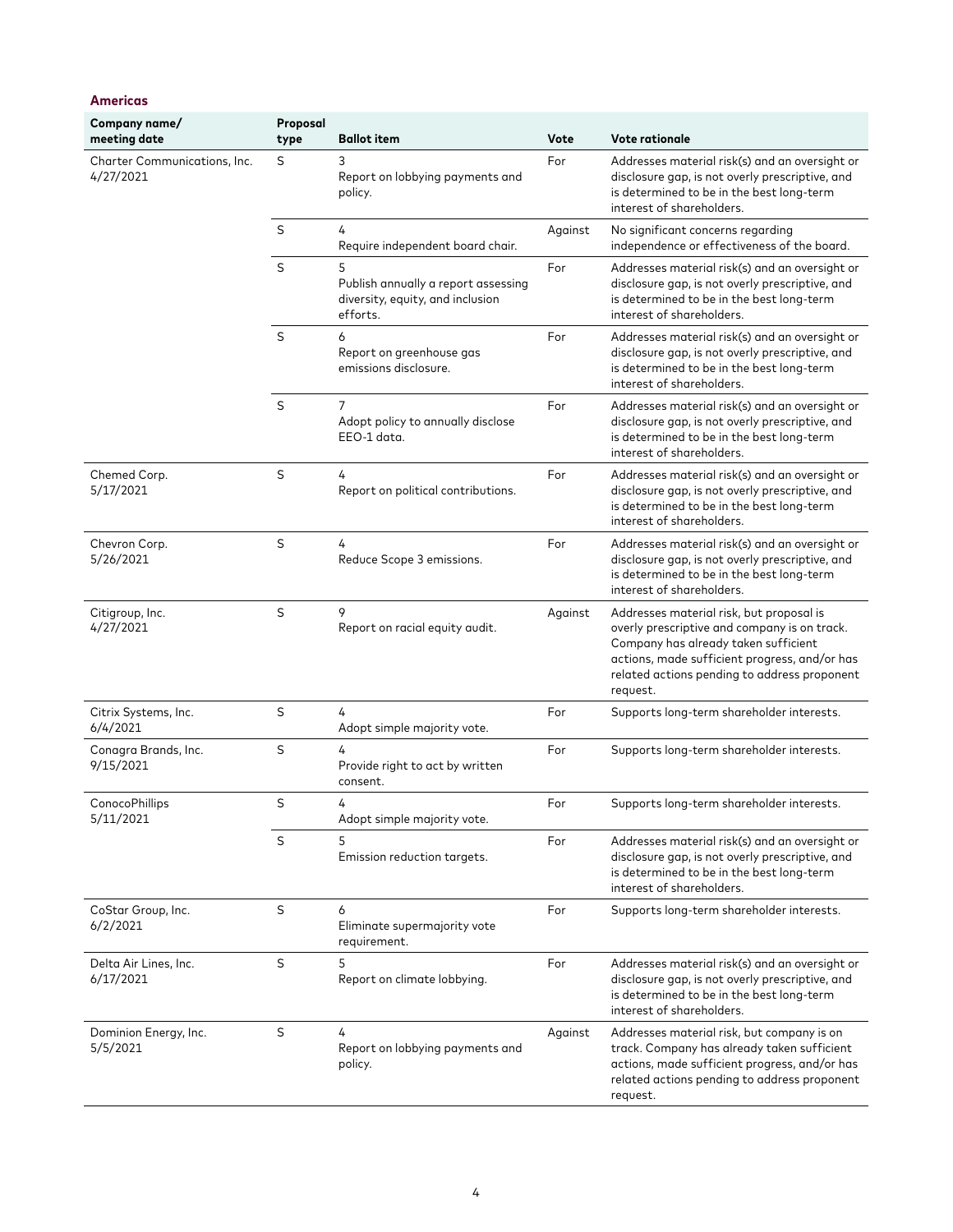### Americas

| Company name/ meeting date | Proposal type | Ballot item | Vote | Vote rationale |
|---|---|---|---|---|
| Charter Communications, Inc. 4/27/2021 | S | 3 Report on lobbying payments and policy. | For | Addresses material risk(s) and an oversight or disclosure gap, is not overly prescriptive, and is determined to be in the best long-term interest of shareholders. |
| | S | 4 Require independent board chair. | Against | No significant concerns regarding independence or effectiveness of the board. |
| | S | 5 Publish annually a report assessing diversity, equity, and inclusion efforts. | For | Addresses material risk(s) and an oversight or disclosure gap, is not overly prescriptive, and is determined to be in the best long-term interest of shareholders. |
| | S | 6 Report on greenhouse gas emissions disclosure. | For | Addresses material risk(s) and an oversight or disclosure gap, is not overly prescriptive, and is determined to be in the best long-term interest of shareholders. |
| | S | 7 Adopt policy to annually disclose EEO-1 data. | For | Addresses material risk(s) and an oversight or disclosure gap, is not overly prescriptive, and is determined to be in the best long-term interest of shareholders. |
| Chemed Corp. 5/17/2021 | S | 4 Report on political contributions. | For | Addresses material risk(s) and an oversight or disclosure gap, is not overly prescriptive, and is determined to be in the best long-term interest of shareholders. |
| Chevron Corp. 5/26/2021 | S | 4 Reduce Scope 3 emissions. | For | Addresses material risk(s) and an oversight or disclosure gap, is not overly prescriptive, and is determined to be in the best long-term interest of shareholders. |
| Citigroup, Inc. 4/27/2021 | S | 9 Report on racial equity audit. | Against | Addresses material risk, but proposal is overly prescriptive and company is on track. Company has already taken sufficient actions, made sufficient progress, and/or has related actions pending to address proponent request. |
| Citrix Systems, Inc. 6/4/2021 | S | 4 Adopt simple majority vote. | For | Supports long-term shareholder interests. |
| Conagra Brands, Inc. 9/15/2021 | S | 4 Provide right to act by written consent. | For | Supports long-term shareholder interests. |
| ConocoPhillips 5/11/2021 | S | 4 Adopt simple majority vote. | For | Supports long-term shareholder interests. |
| | S | 5 Emission reduction targets. | For | Addresses material risk(s) and an oversight or disclosure gap, is not overly prescriptive, and is determined to be in the best long-term interest of shareholders. |
| CoStar Group, Inc. 6/2/2021 | S | 6 Eliminate supermajority vote requirement. | For | Supports long-term shareholder interests. |
| Delta Air Lines, Inc. 6/17/2021 | S | 5 Report on climate lobbying. | For | Addresses material risk(s) and an oversight or disclosure gap, is not overly prescriptive, and is determined to be in the best long-term interest of shareholders. |
| Dominion Energy, Inc. 5/5/2021 | S | 4 Report on lobbying payments and policy. | Against | Addresses material risk, but company is on track. Company has already taken sufficient actions, made sufficient progress, and/or has related actions pending to address proponent request. |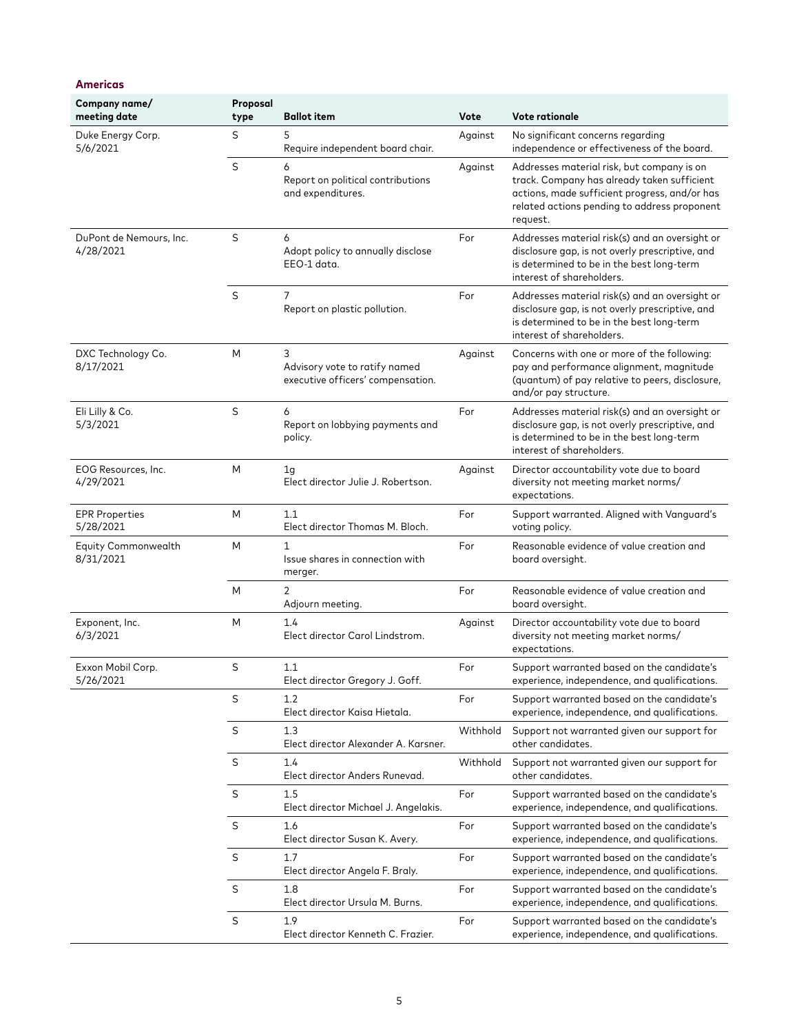## Americas

| Company name/ meeting date | Proposal type | Ballot item | Vote | Vote rationale |
|---|---|---|---|---|
| Duke Energy Corp. 5/6/2021 | S | 5 Require independent board chair. | Against | No significant concerns regarding independence or effectiveness of the board. |
| | S | 6 Report on political contributions and expenditures. | Against | Addresses material risk, but company is on track. Company has already taken sufficient actions, made sufficient progress, and/or has related actions pending to address proponent request. |
| DuPont de Nemours, Inc. 4/28/2021 | S | 6 Adopt policy to annually disclose EEO-1 data. | For | Addresses material risk(s) and an oversight or disclosure gap, is not overly prescriptive, and is determined to be in the best long-term interest of shareholders. |
| | S | 7 Report on plastic pollution. | For | Addresses material risk(s) and an oversight or disclosure gap, is not overly prescriptive, and is determined to be in the best long-term interest of shareholders. |
| DXC Technology Co. 8/17/2021 | M | 3 Advisory vote to ratify named executive officers' compensation. | Against | Concerns with one or more of the following: pay and performance alignment, magnitude (quantum) of pay relative to peers, disclosure, and/or pay structure. |
| Eli Lilly & Co. 5/3/2021 | S | 6 Report on lobbying payments and policy. | For | Addresses material risk(s) and an oversight or disclosure gap, is not overly prescriptive, and is determined to be in the best long-term interest of shareholders. |
| EOG Resources, Inc. 4/29/2021 | M | 1g Elect director Julie J. Robertson. | Against | Director accountability vote due to board diversity not meeting market norms/ expectations. |
| EPR Properties 5/28/2021 | M | 1.1 Elect director Thomas M. Bloch. | For | Support warranted. Aligned with Vanguard's voting policy. |
| Equity Commonwealth 8/31/2021 | M | 1 Issue shares in connection with merger. | For | Reasonable evidence of value creation and board oversight. |
| | M | 2 Adjourn meeting. | For | Reasonable evidence of value creation and board oversight. |
| Exponent, Inc. 6/3/2021 | M | 1.4 Elect director Carol Lindstrom. | Against | Director accountability vote due to board diversity not meeting market norms/ expectations. |
| Exxon Mobil Corp. 5/26/2021 | S | 1.1 Elect director Gregory J. Goff. | For | Support warranted based on the candidate's experience, independence, and qualifications. |
| | S | 1.2 Elect director Kaisa Hietala. | For | Support warranted based on the candidate's experience, independence, and qualifications. |
| | S | 1.3 Elect director Alexander A. Karsner. | Withhold | Support not warranted given our support for other candidates. |
| | S | 1.4 Elect director Anders Runevad. | Withhold | Support not warranted given our support for other candidates. |
| | S | 1.5 Elect director Michael J. Angelakis. | For | Support warranted based on the candidate's experience, independence, and qualifications. |
| | S | 1.6 Elect director Susan K. Avery. | For | Support warranted based on the candidate's experience, independence, and qualifications. |
| | S | 1.7 Elect director Angela F. Braly. | For | Support warranted based on the candidate's experience, independence, and qualifications. |
| | S | 1.8 Elect director Ursula M. Burns. | For | Support warranted based on the candidate's experience, independence, and qualifications. |
| | S | 1.9 Elect director Kenneth C. Frazier. | For | Support warranted based on the candidate's experience, independence, and qualifications. |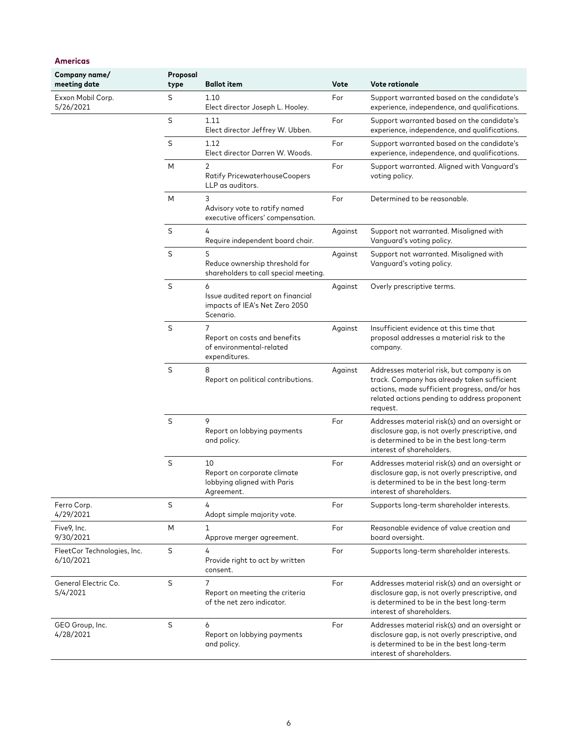**Americas**

| Company name/ meeting date | Proposal type | Ballot item | Vote | Vote rationale |
|---|---|---|---|---|
| Exxon Mobil Corp. 5/26/2021 | S | 1.10 Elect director Joseph L. Hooley. | For | Support warranted based on the candidate's experience, independence, and qualifications. |
| | S | 1.11 Elect director Jeffrey W. Ubben. | For | Support warranted based on the candidate's experience, independence, and qualifications. |
| | S | 1.12 Elect director Darren W. Woods. | For | Support warranted based on the candidate's experience, independence, and qualifications. |
| | M | 2 Ratify PricewaterhouseCoopers LLP as auditors. | For | Support warranted. Aligned with Vanguard's voting policy. |
| | M | 3 Advisory vote to ratify named executive officers' compensation. | For | Determined to be reasonable. |
| | S | 4 Require independent board chair. | Against | Support not warranted. Misaligned with Vanguard's voting policy. |
| | S | 5 Reduce ownership threshold for shareholders to call special meeting. | Against | Support not warranted. Misaligned with Vanguard's voting policy. |
| | S | 6 Issue audited report on financial impacts of IEA's Net Zero 2050 Scenario. | Against | Overly prescriptive terms. |
| | S | 7 Report on costs and benefits of environmental-related expenditures. | Against | Insufficient evidence at this time that proposal addresses a material risk to the company. |
| | S | 8 Report on political contributions. | Against | Addresses material risk, but company is on track. Company has already taken sufficient actions, made sufficient progress, and/or has related actions pending to address proponent request. |
| | S | 9 Report on lobbying payments and policy. | For | Addresses material risk(s) and an oversight or disclosure gap, is not overly prescriptive, and is determined to be in the best long-term interest of shareholders. |
| | S | 10 Report on corporate climate lobbying aligned with Paris Agreement. | For | Addresses material risk(s) and an oversight or disclosure gap, is not overly prescriptive, and is determined to be in the best long-term interest of shareholders. |
| Ferro Corp. 4/29/2021 | S | 4 Adopt simple majority vote. | For | Supports long-term shareholder interests. |
| Five9, Inc. 9/30/2021 | M | 1 Approve merger agreement. | For | Reasonable evidence of value creation and board oversight. |
| FleetCor Technologies, Inc. 6/10/2021 | S | 4 Provide right to act by written consent. | For | Supports long-term shareholder interests. |
| General Electric Co. 5/4/2021 | S | 7 Report on meeting the criteria of the net zero indicator. | For | Addresses material risk(s) and an oversight or disclosure gap, is not overly prescriptive, and is determined to be in the best long-term interest of shareholders. |
| GEO Group, Inc. 4/28/2021 | S | 6 Report on lobbying payments and policy. | For | Addresses material risk(s) and an oversight or disclosure gap, is not overly prescriptive, and is determined to be in the best long-term interest of shareholders. |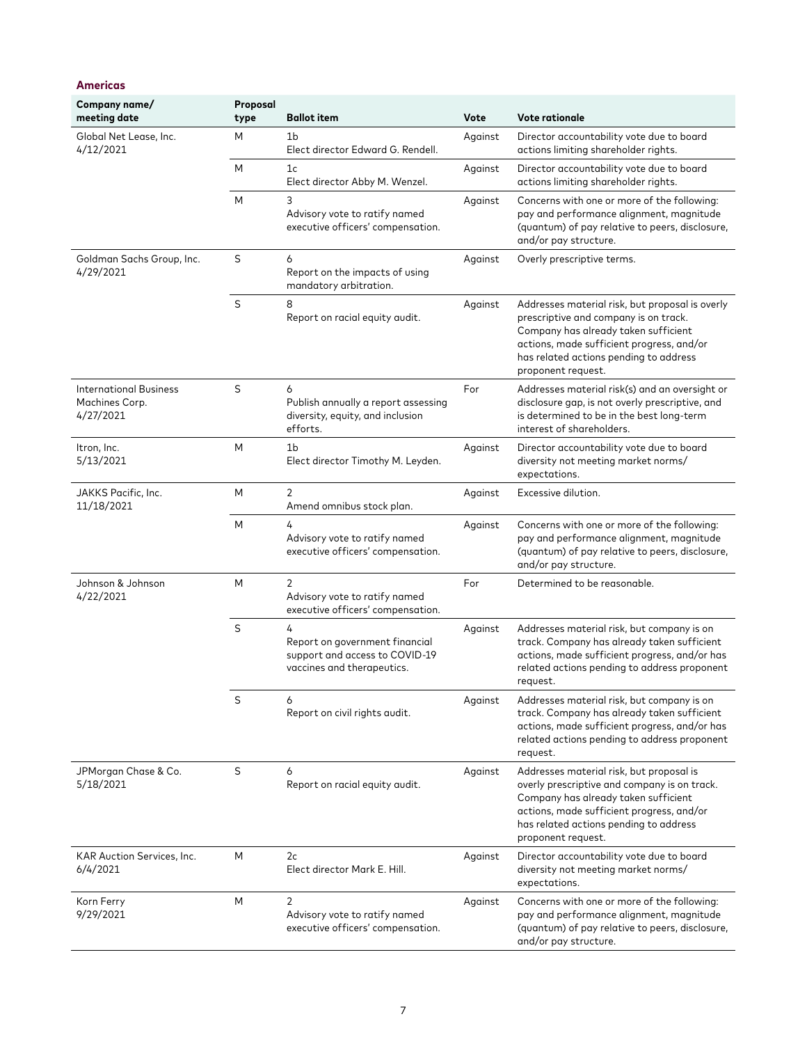### Americas

| Company name/ meeting date | Proposal type | Ballot item | Vote | Vote rationale |
|---|---|---|---|---|
| Global Net Lease, Inc. 4/12/2021 | M | 1b Elect director Edward G. Rendell. | Against | Director accountability vote due to board actions limiting shareholder rights. |
| | M | 1c Elect director Abby M. Wenzel. | Against | Director accountability vote due to board actions limiting shareholder rights. |
| | M | 3 Advisory vote to ratify named executive officers' compensation. | Against | Concerns with one or more of the following: pay and performance alignment, magnitude (quantum) of pay relative to peers, disclosure, and/or pay structure. |
| Goldman Sachs Group, Inc. 4/29/2021 | S | 6 Report on the impacts of using mandatory arbitration. | Against | Overly prescriptive terms. |
| | S | 8 Report on racial equity audit. | Against | Addresses material risk, but proposal is overly prescriptive and company is on track. Company has already taken sufficient actions, made sufficient progress, and/or has related actions pending to address proponent request. |
| International Business Machines Corp. 4/27/2021 | S | 6 Publish annually a report assessing diversity, equity, and inclusion efforts. | For | Addresses material risk(s) and an oversight or disclosure gap, is not overly prescriptive, and is determined to be in the best long-term interest of shareholders. |
| Itron, Inc. 5/13/2021 | M | 1b Elect director Timothy M. Leyden. | Against | Director accountability vote due to board diversity not meeting market norms/ expectations. |
| JAKKS Pacific, Inc. 11/18/2021 | M | 2 Amend omnibus stock plan. | Against | Excessive dilution. |
| | M | 4 Advisory vote to ratify named executive officers' compensation. | Against | Concerns with one or more of the following: pay and performance alignment, magnitude (quantum) of pay relative to peers, disclosure, and/or pay structure. |
| Johnson & Johnson 4/22/2021 | M | 2 Advisory vote to ratify named executive officers' compensation. | For | Determined to be reasonable. |
| | S | 4 Report on government financial support and access to COVID-19 vaccines and therapeutics. | Against | Addresses material risk, but company is on track. Company has already taken sufficient actions, made sufficient progress, and/or has related actions pending to address proponent request. |
| | S | 6 Report on civil rights audit. | Against | Addresses material risk, but company is on track. Company has already taken sufficient actions, made sufficient progress, and/or has related actions pending to address proponent request. |
| JPMorgan Chase & Co. 5/18/2021 | S | 6 Report on racial equity audit. | Against | Addresses material risk, but proposal is overly prescriptive and company is on track. Company has already taken sufficient actions, made sufficient progress, and/or has related actions pending to address proponent request. |
| KAR Auction Services, Inc. 6/4/2021 | M | 2c Elect director Mark E. Hill. | Against | Director accountability vote due to board diversity not meeting market norms/ expectations. |
| Korn Ferry 9/29/2021 | M | 2 Advisory vote to ratify named executive officers' compensation. | Against | Concerns with one or more of the following: pay and performance alignment, magnitude (quantum) of pay relative to peers, disclosure, and/or pay structure. |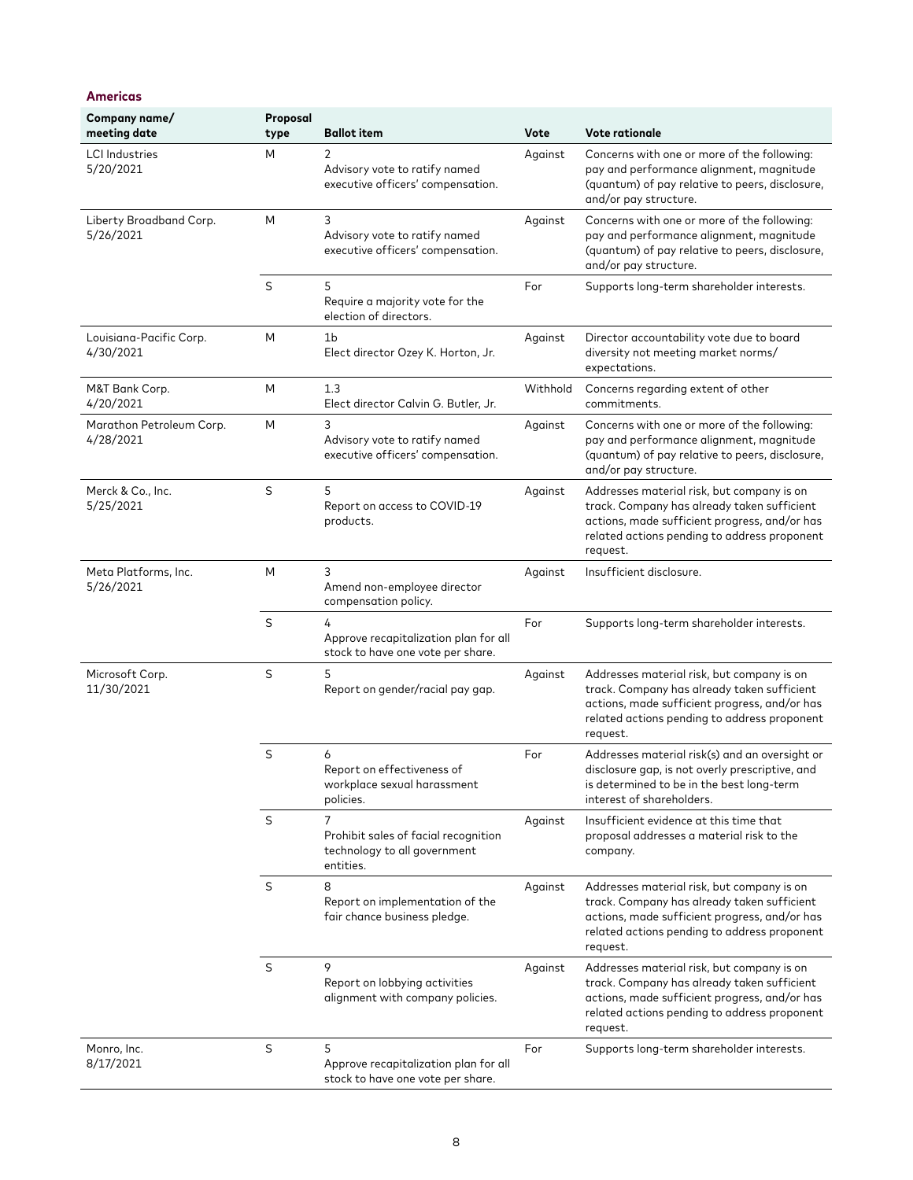## Americas

| Company name/ meeting date | Proposal type | Ballot item | Vote | Vote rationale |
|---|---|---|---|---|
| LCI Industries 5/20/2021 | M | 2 Advisory vote to ratify named executive officers' compensation. | Against | Concerns with one or more of the following: pay and performance alignment, magnitude (quantum) of pay relative to peers, disclosure, and/or pay structure. |
| Liberty Broadband Corp. 5/26/2021 | M | 3 Advisory vote to ratify named executive officers' compensation. | Against | Concerns with one or more of the following: pay and performance alignment, magnitude (quantum) of pay relative to peers, disclosure, and/or pay structure. |
| | S | 5 Require a majority vote for the election of directors. | For | Supports long-term shareholder interests. |
| Louisiana-Pacific Corp. 4/30/2021 | M | 1b Elect director Ozey K. Horton, Jr. | Against | Director accountability vote due to board diversity not meeting market norms/ expectations. |
| M&T Bank Corp. 4/20/2021 | M | 1.3 Elect director Calvin G. Butler, Jr. | Withhold | Concerns regarding extent of other commitments. |
| Marathon Petroleum Corp. 4/28/2021 | M | 3 Advisory vote to ratify named executive officers' compensation. | Against | Concerns with one or more of the following: pay and performance alignment, magnitude (quantum) of pay relative to peers, disclosure, and/or pay structure. |
| Merck & Co., Inc. 5/25/2021 | S | 5 Report on access to COVID-19 products. | Against | Addresses material risk, but company is on track. Company has already taken sufficient actions, made sufficient progress, and/or has related actions pending to address proponent request. |
| Meta Platforms, Inc. 5/26/2021 | M | 3 Amend non-employee director compensation policy. | Against | Insufficient disclosure. |
| | S | 4 Approve recapitalization plan for all stock to have one vote per share. | For | Supports long-term shareholder interests. |
| Microsoft Corp. 11/30/2021 | S | 5 Report on gender/racial pay gap. | Against | Addresses material risk, but company is on track. Company has already taken sufficient actions, made sufficient progress, and/or has related actions pending to address proponent request. |
| | S | 6 Report on effectiveness of workplace sexual harassment policies. | For | Addresses material risk(s) and an oversight or disclosure gap, is not overly prescriptive, and is determined to be in the best long-term interest of shareholders. |
| | S | 7 Prohibit sales of facial recognition technology to all government entities. | Against | Insufficient evidence at this time that proposal addresses a material risk to the company. |
| | S | 8 Report on implementation of the fair chance business pledge. | Against | Addresses material risk, but company is on track. Company has already taken sufficient actions, made sufficient progress, and/or has related actions pending to address proponent request. |
| | S | 9 Report on lobbying activities alignment with company policies. | Against | Addresses material risk, but company is on track. Company has already taken sufficient actions, made sufficient progress, and/or has related actions pending to address proponent request. |
| Monro, Inc. 8/17/2021 | S | 5 Approve recapitalization plan for all stock to have one vote per share. | For | Supports long-term shareholder interests. |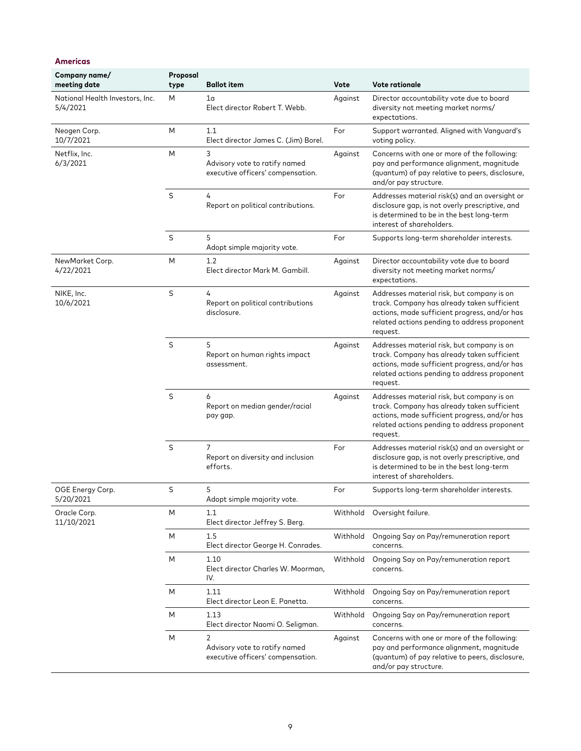### Americas

| Company name/ meeting date | Proposal type | Ballot item | Vote | Vote rationale |
|---|---|---|---|---|
| National Health Investors, Inc. 5/4/2021 | M | 1a Elect director Robert T. Webb. | Against | Director accountability vote due to board diversity not meeting market norms/ expectations. |
| Neogen Corp. 10/7/2021 | M | 1.1 Elect director James C. (Jim) Borel. | For | Support warranted. Aligned with Vanguard's voting policy. |
| Netflix, Inc. 6/3/2021 | M | 3 Advisory vote to ratify named executive officers' compensation. | Against | Concerns with one or more of the following: pay and performance alignment, magnitude (quantum) of pay relative to peers, disclosure, and/or pay structure. |
| | S | 4 Report on political contributions. | For | Addresses material risk(s) and an oversight or disclosure gap, is not overly prescriptive, and is determined to be in the best long-term interest of shareholders. |
| | S | 5 Adopt simple majority vote. | For | Supports long-term shareholder interests. |
| NewMarket Corp. 4/22/2021 | M | 1.2 Elect director Mark M. Gambill. | Against | Director accountability vote due to board diversity not meeting market norms/ expectations. |
| NIKE, Inc. 10/6/2021 | S | 4 Report on political contributions disclosure. | Against | Addresses material risk, but company is on track. Company has already taken sufficient actions, made sufficient progress, and/or has related actions pending to address proponent request. |
| | S | 5 Report on human rights impact assessment. | Against | Addresses material risk, but company is on track. Company has already taken sufficient actions, made sufficient progress, and/or has related actions pending to address proponent request. |
| | S | 6 Report on median gender/racial pay gap. | Against | Addresses material risk, but company is on track. Company has already taken sufficient actions, made sufficient progress, and/or has related actions pending to address proponent request. |
| | S | 7 Report on diversity and inclusion efforts. | For | Addresses material risk(s) and an oversight or disclosure gap, is not overly prescriptive, and is determined to be in the best long-term interest of shareholders. |
| OGE Energy Corp. 5/20/2021 | S | 5 Adopt simple majority vote. | For | Supports long-term shareholder interests. |
| Oracle Corp. 11/10/2021 | M | 1.1 Elect director Jeffrey S. Berg. | Withhold | Oversight failure. |
| | M | 1.5 Elect director George H. Conrades. | Withhold | Ongoing Say on Pay/remuneration report concerns. |
| | M | 1.10 Elect director Charles W. Moorman, IV. | Withhold | Ongoing Say on Pay/remuneration report concerns. |
| | M | 1.11 Elect director Leon E. Panetta. | Withhold | Ongoing Say on Pay/remuneration report concerns. |
| | M | 1.13 Elect director Naomi O. Seligman. | Withhold | Ongoing Say on Pay/remuneration report concerns. |
| | M | 2 Advisory vote to ratify named executive officers' compensation. | Against | Concerns with one or more of the following: pay and performance alignment, magnitude (quantum) of pay relative to peers, disclosure, and/or pay structure. |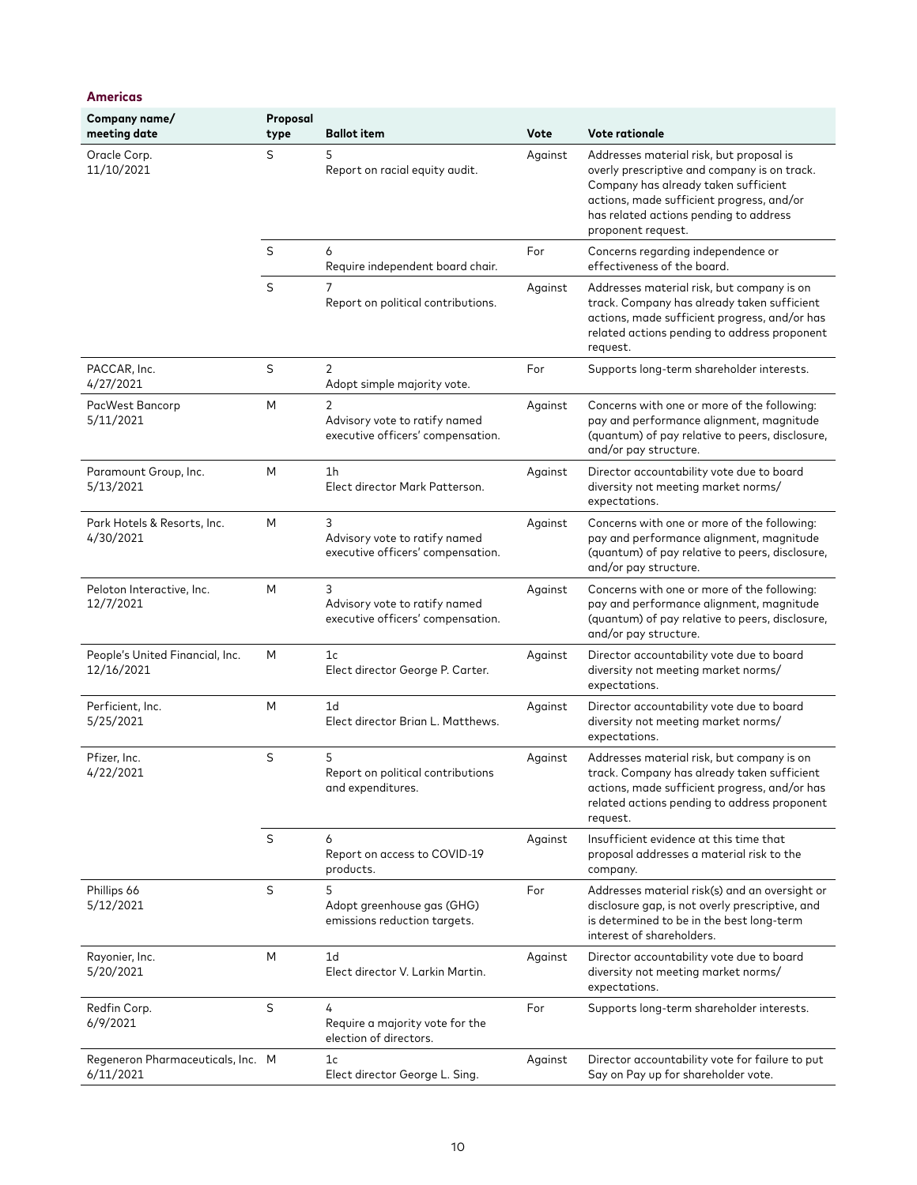### Americas

| Company name/ meeting date | Proposal type | Ballot item | Vote | Vote rationale |
|---|---|---|---|---|
| Oracle Corp. 11/10/2021 | S | 5 Report on racial equity audit. | Against | Addresses material risk, but proposal is overly prescriptive and company is on track. Company has already taken sufficient actions, made sufficient progress, and/or has related actions pending to address proponent request. |
| | S | 6 Require independent board chair. | For | Concerns regarding independence or effectiveness of the board. |
| | S | 7 Report on political contributions. | Against | Addresses material risk, but company is on track. Company has already taken sufficient actions, made sufficient progress, and/or has related actions pending to address proponent request. |
| PACCAR, Inc. 4/27/2021 | S | 2 Adopt simple majority vote. | For | Supports long-term shareholder interests. |
| PacWest Bancorp 5/11/2021 | M | 2 Advisory vote to ratify named executive officers' compensation. | Against | Concerns with one or more of the following: pay and performance alignment, magnitude (quantum) of pay relative to peers, disclosure, and/or pay structure. |
| Paramount Group, Inc. 5/13/2021 | M | 1h Elect director Mark Patterson. | Against | Director accountability vote due to board diversity not meeting market norms/ expectations. |
| Park Hotels & Resorts, Inc. 4/30/2021 | M | 3 Advisory vote to ratify named executive officers' compensation. | Against | Concerns with one or more of the following: pay and performance alignment, magnitude (quantum) of pay relative to peers, disclosure, and/or pay structure. |
| Peloton Interactive, Inc. 12/7/2021 | M | 3 Advisory vote to ratify named executive officers' compensation. | Against | Concerns with one or more of the following: pay and performance alignment, magnitude (quantum) of pay relative to peers, disclosure, and/or pay structure. |
| People's United Financial, Inc. 12/16/2021 | M | 1c Elect director George P. Carter. | Against | Director accountability vote due to board diversity not meeting market norms/ expectations. |
| Perficient, Inc. 5/25/2021 | M | 1d Elect director Brian L. Matthews. | Against | Director accountability vote due to board diversity not meeting market norms/ expectations. |
| Pfizer, Inc. 4/22/2021 | S | 5 Report on political contributions and expenditures. | Against | Addresses material risk, but company is on track. Company has already taken sufficient actions, made sufficient progress, and/or has related actions pending to address proponent request. |
| | S | 6 Report on access to COVID-19 products. | Against | Insufficient evidence at this time that proposal addresses a material risk to the company. |
| Phillips 66 5/12/2021 | S | 5 Adopt greenhouse gas (GHG) emissions reduction targets. | For | Addresses material risk(s) and an oversight or disclosure gap, is not overly prescriptive, and is determined to be in the best long-term interest of shareholders. |
| Rayonier, Inc. 5/20/2021 | M | 1d Elect director V. Larkin Martin. | Against | Director accountability vote due to board diversity not meeting market norms/ expectations. |
| Redfin Corp. 6/9/2021 | S | 4 Require a majority vote for the election of directors. | For | Supports long-term shareholder interests. |
| Regeneron Pharmaceuticals, Inc. 6/11/2021 | M | 1c Elect director George L. Sing. | Against | Director accountability vote for failure to put Say on Pay up for shareholder vote. |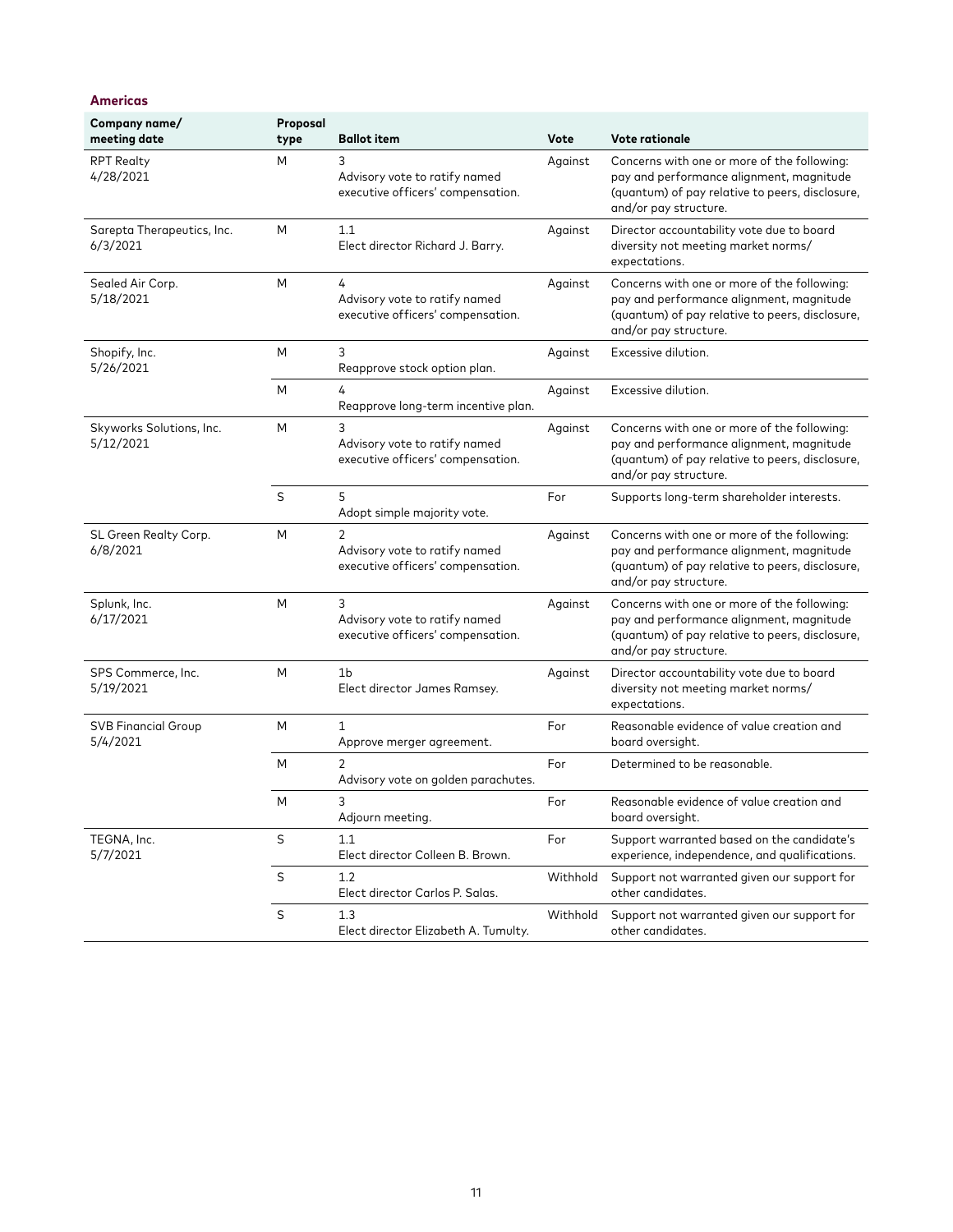**Americas**

| Company name/ meeting date | Proposal type | Ballot item | Vote | Vote rationale |
|---|---|---|---|---|
| RPT Realty 4/28/2021 | M | 3 Advisory vote to ratify named executive officers' compensation. | Against | Concerns with one or more of the following: pay and performance alignment, magnitude (quantum) of pay relative to peers, disclosure, and/or pay structure. |
| Sarepta Therapeutics, Inc. 6/3/2021 | M | 1.1 Elect director Richard J. Barry. | Against | Director accountability vote due to board diversity not meeting market norms/ expectations. |
| Sealed Air Corp. 5/18/2021 | M | 4 Advisory vote to ratify named executive officers' compensation. | Against | Concerns with one or more of the following: pay and performance alignment, magnitude (quantum) of pay relative to peers, disclosure, and/or pay structure. |
| Shopify, Inc. 5/26/2021 | M | 3 Reapprove stock option plan. | Against | Excessive dilution. |
| | M | 4 Reapprove long-term incentive plan. | Against | Excessive dilution. |
| Skyworks Solutions, Inc. 5/12/2021 | M | 3 Advisory vote to ratify named executive officers' compensation. | Against | Concerns with one or more of the following: pay and performance alignment, magnitude (quantum) of pay relative to peers, disclosure, and/or pay structure. |
| | S | 5 Adopt simple majority vote. | For | Supports long-term shareholder interests. |
| SL Green Realty Corp. 6/8/2021 | M | 2 Advisory vote to ratify named executive officers' compensation. | Against | Concerns with one or more of the following: pay and performance alignment, magnitude (quantum) of pay relative to peers, disclosure, and/or pay structure. |
| Splunk, Inc. 6/17/2021 | M | 3 Advisory vote to ratify named executive officers' compensation. | Against | Concerns with one or more of the following: pay and performance alignment, magnitude (quantum) of pay relative to peers, disclosure, and/or pay structure. |
| SPS Commerce, Inc. 5/19/2021 | M | 1b Elect director James Ramsey. | Against | Director accountability vote due to board diversity not meeting market norms/ expectations. |
| SVB Financial Group 5/4/2021 | M | 1 Approve merger agreement. | For | Reasonable evidence of value creation and board oversight. |
| | M | 2 Advisory vote on golden parachutes. | For | Determined to be reasonable. |
| | M | 3 Adjourn meeting. | For | Reasonable evidence of value creation and board oversight. |
| TEGNA, Inc. 5/7/2021 | S | 1.1 Elect director Colleen B. Brown. | For | Support warranted based on the candidate's experience, independence, and qualifications. |
| | S | 1.2 Elect director Carlos P. Salas. | Withhold | Support not warranted given our support for other candidates. |
| | S | 1.3 Elect director Elizabeth A. Tumulty. | Withhold | Support not warranted given our support for other candidates. |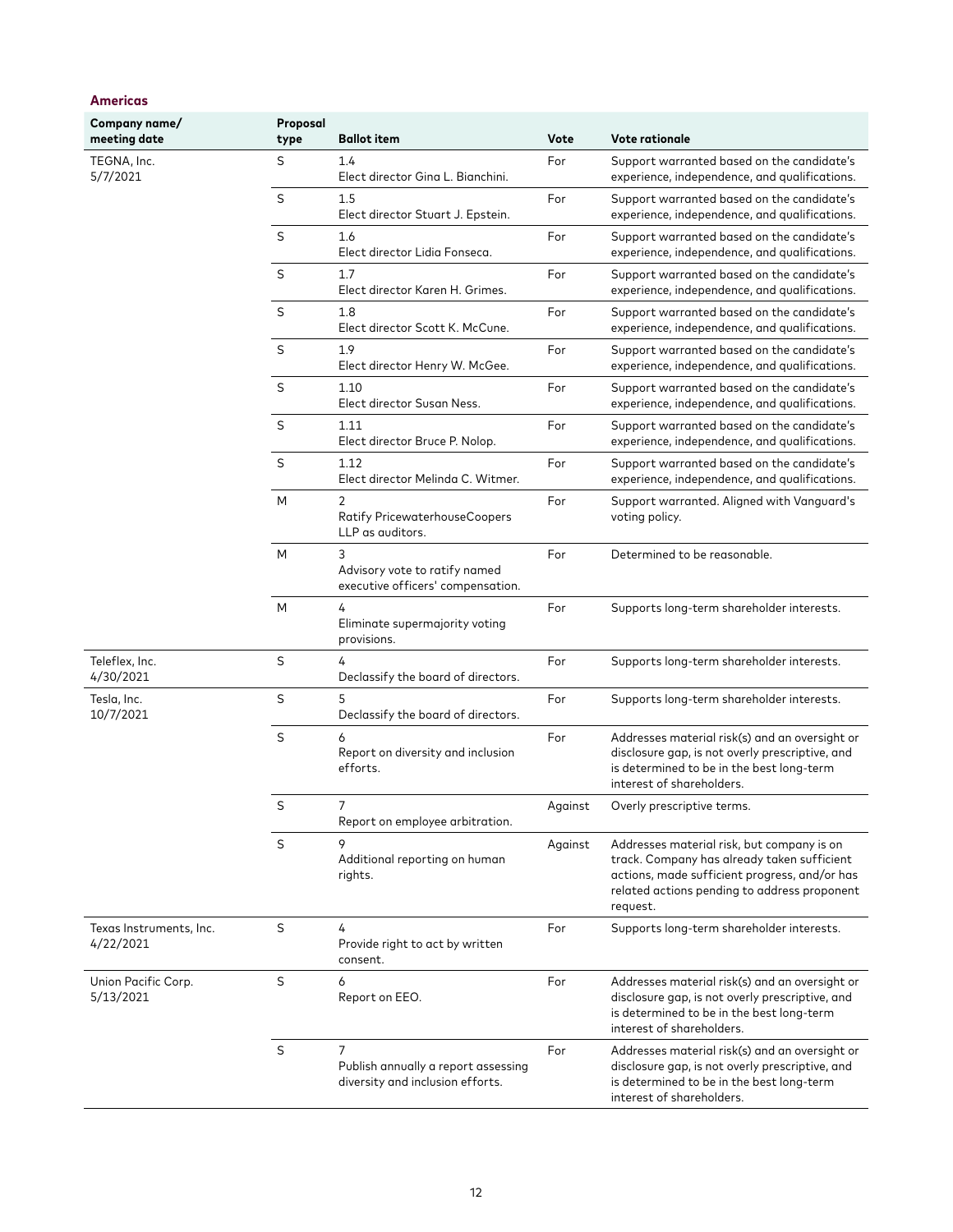### Americas

| Company name/ meeting date | Proposal type | Ballot item | Vote | Vote rationale |
|---|---|---|---|---|
| TEGNA, Inc. 5/7/2021 | S | 1.4 Elect director Gina L. Bianchini. | For | Support warranted based on the candidate's experience, independence, and qualifications. |
| | S | 1.5 Elect director Stuart J. Epstein. | For | Support warranted based on the candidate's experience, independence, and qualifications. |
| | S | 1.6 Elect director Lidia Fonseca. | For | Support warranted based on the candidate's experience, independence, and qualifications. |
| | S | 1.7 Elect director Karen H. Grimes. | For | Support warranted based on the candidate's experience, independence, and qualifications. |
| | S | 1.8 Elect director Scott K. McCune. | For | Support warranted based on the candidate's experience, independence, and qualifications. |
| | S | 1.9 Elect director Henry W. McGee. | For | Support warranted based on the candidate's experience, independence, and qualifications. |
| | S | 1.10 Elect director Susan Ness. | For | Support warranted based on the candidate's experience, independence, and qualifications. |
| | S | 1.11 Elect director Bruce P. Nolop. | For | Support warranted based on the candidate's experience, independence, and qualifications. |
| | S | 1.12 Elect director Melinda C. Witmer. | For | Support warranted based on the candidate's experience, independence, and qualifications. |
| | M | 2 Ratify PricewaterhouseCoopers LLP as auditors. | For | Support warranted. Aligned with Vanguard's voting policy. |
| | M | 3 Advisory vote to ratify named executive officers' compensation. | For | Determined to be reasonable. |
| | M | 4 Eliminate supermajority voting provisions. | For | Supports long-term shareholder interests. |
| Teleflex, Inc. 4/30/2021 | S | 4 Declassify the board of directors. | For | Supports long-term shareholder interests. |
| Tesla, Inc. 10/7/2021 | S | 5 Declassify the board of directors. | For | Supports long-term shareholder interests. |
| | S | 6 Report on diversity and inclusion efforts. | For | Addresses material risk(s) and an oversight or disclosure gap, is not overly prescriptive, and is determined to be in the best long-term interest of shareholders. |
| | S | 7 Report on employee arbitration. | Against | Overly prescriptive terms. |
| | S | 9 Additional reporting on human rights. | Against | Addresses material risk, but company is on track. Company has already taken sufficient actions, made sufficient progress, and/or has related actions pending to address proponent request. |
| Texas Instruments, Inc. 4/22/2021 | S | 4 Provide right to act by written consent. | For | Supports long-term shareholder interests. |
| Union Pacific Corp. 5/13/2021 | S | 6 Report on EEO. | For | Addresses material risk(s) and an oversight or disclosure gap, is not overly prescriptive, and is determined to be in the best long-term interest of shareholders. |
| | S | 7 Publish annually a report assessing diversity and inclusion efforts. | For | Addresses material risk(s) and an oversight or disclosure gap, is not overly prescriptive, and is determined to be in the best long-term interest of shareholders. |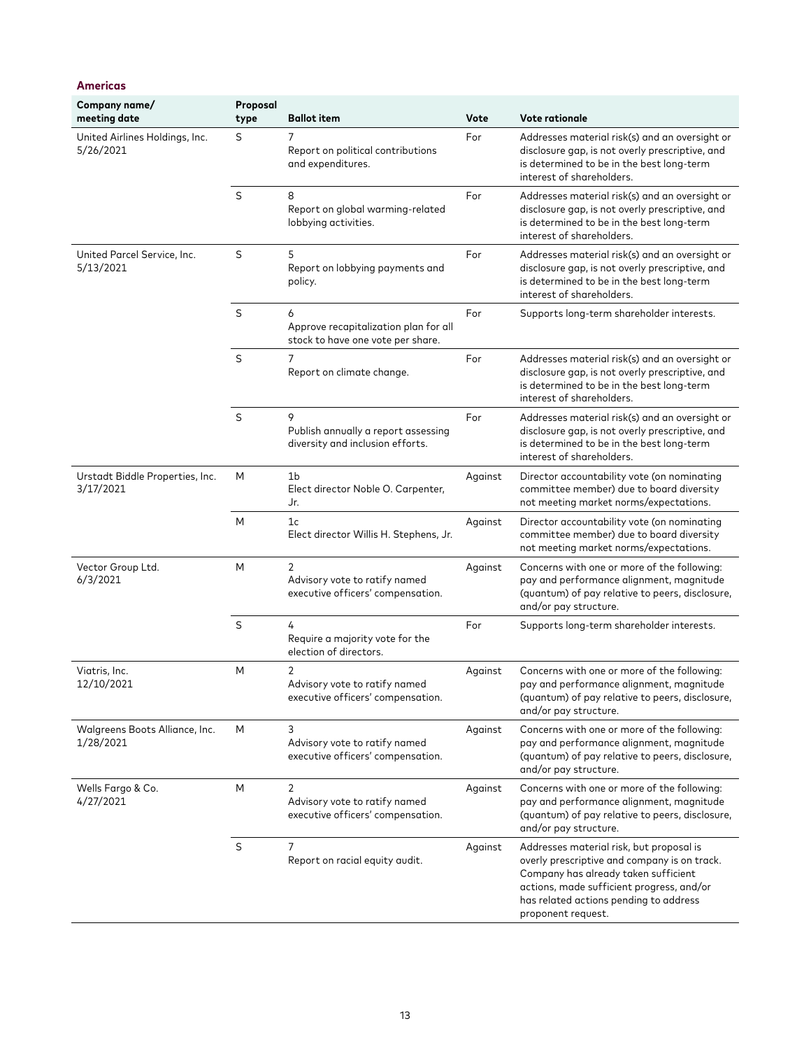### Americas

| Company name/ meeting date | Proposal type | Ballot item | Vote | Vote rationale |
|---|---|---|---|---|
| United Airlines Holdings, Inc. 5/26/2021 | S | 7 Report on political contributions and expenditures. | For | Addresses material risk(s) and an oversight or disclosure gap, is not overly prescriptive, and is determined to be in the best long-term interest of shareholders. |
| | S | 8 Report on global warming-related lobbying activities. | For | Addresses material risk(s) and an oversight or disclosure gap, is not overly prescriptive, and is determined to be in the best long-term interest of shareholders. |
| United Parcel Service, Inc. 5/13/2021 | S | 5 Report on lobbying payments and policy. | For | Addresses material risk(s) and an oversight or disclosure gap, is not overly prescriptive, and is determined to be in the best long-term interest of shareholders. |
| | S | 6 Approve recapitalization plan for all stock to have one vote per share. | For | Supports long-term shareholder interests. |
| | S | 7 Report on climate change. | For | Addresses material risk(s) and an oversight or disclosure gap, is not overly prescriptive, and is determined to be in the best long-term interest of shareholders. |
| | S | 9 Publish annually a report assessing diversity and inclusion efforts. | For | Addresses material risk(s) and an oversight or disclosure gap, is not overly prescriptive, and is determined to be in the best long-term interest of shareholders. |
| Urstadt Biddle Properties, Inc. 3/17/2021 | M | 1b Elect director Noble O. Carpenter, Jr. | Against | Director accountability vote (on nominating committee member) due to board diversity not meeting market norms/expectations. |
| | M | 1c Elect director Willis H. Stephens, Jr. | Against | Director accountability vote (on nominating committee member) due to board diversity not meeting market norms/expectations. |
| Vector Group Ltd. 6/3/2021 | M | 2 Advisory vote to ratify named executive officers' compensation. | Against | Concerns with one or more of the following: pay and performance alignment, magnitude (quantum) of pay relative to peers, disclosure, and/or pay structure. |
| | S | 4 Require a majority vote for the election of directors. | For | Supports long-term shareholder interests. |
| Viatris, Inc. 12/10/2021 | M | 2 Advisory vote to ratify named executive officers' compensation. | Against | Concerns with one or more of the following: pay and performance alignment, magnitude (quantum) of pay relative to peers, disclosure, and/or pay structure. |
| Walgreens Boots Alliance, Inc. 1/28/2021 | M | 3 Advisory vote to ratify named executive officers' compensation. | Against | Concerns with one or more of the following: pay and performance alignment, magnitude (quantum) of pay relative to peers, disclosure, and/or pay structure. |
| Wells Fargo & Co. 4/27/2021 | M | 2 Advisory vote to ratify named executive officers' compensation. | Against | Concerns with one or more of the following: pay and performance alignment, magnitude (quantum) of pay relative to peers, disclosure, and/or pay structure. |
| | S | 7 Report on racial equity audit. | Against | Addresses material risk, but proposal is overly prescriptive and company is on track. Company has already taken sufficient actions, made sufficient progress, and/or has related actions pending to address proponent request. |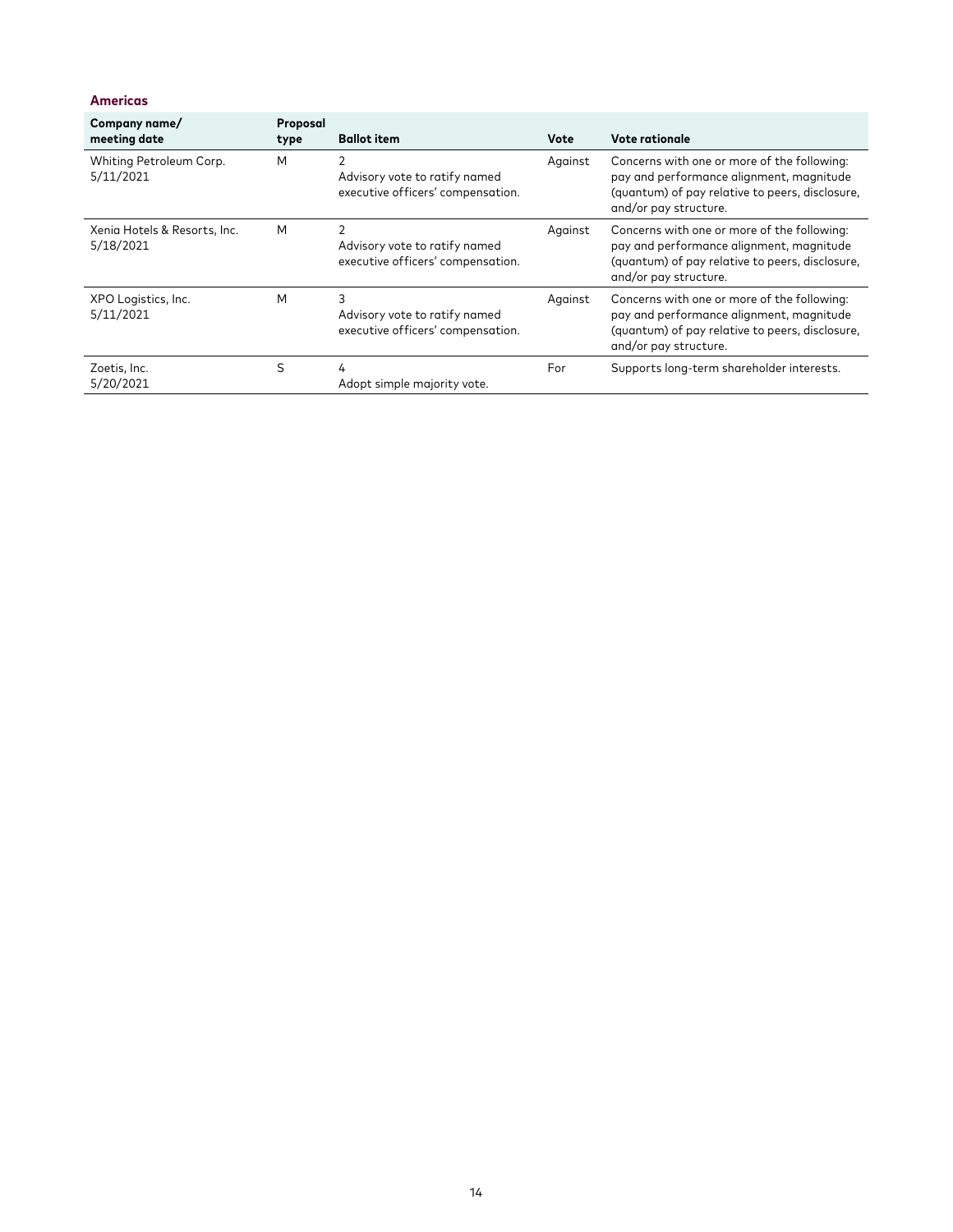### Americas

| Company name/ meeting date | Proposal type | Ballot item | Vote | Vote rationale |
|---|---|---|---|---|
| Whiting Petroleum Corp. 5/11/2021 | M | 2 Advisory vote to ratify named executive officers' compensation. | Against | Concerns with one or more of the following: pay and performance alignment, magnitude (quantum) of pay relative to peers, disclosure, and/or pay structure. |
| Xenia Hotels & Resorts, Inc. 5/18/2021 | M | 2 Advisory vote to ratify named executive officers' compensation. | Against | Concerns with one or more of the following: pay and performance alignment, magnitude (quantum) of pay relative to peers, disclosure, and/or pay structure. |
| XPO Logistics, Inc. 5/11/2021 | M | 3 Advisory vote to ratify named executive officers' compensation. | Against | Concerns with one or more of the following: pay and performance alignment, magnitude (quantum) of pay relative to peers, disclosure, and/or pay structure. |
| Zoetis, Inc. 5/20/2021 | S | 4 Adopt simple majority vote. | For | Supports long-term shareholder interests. |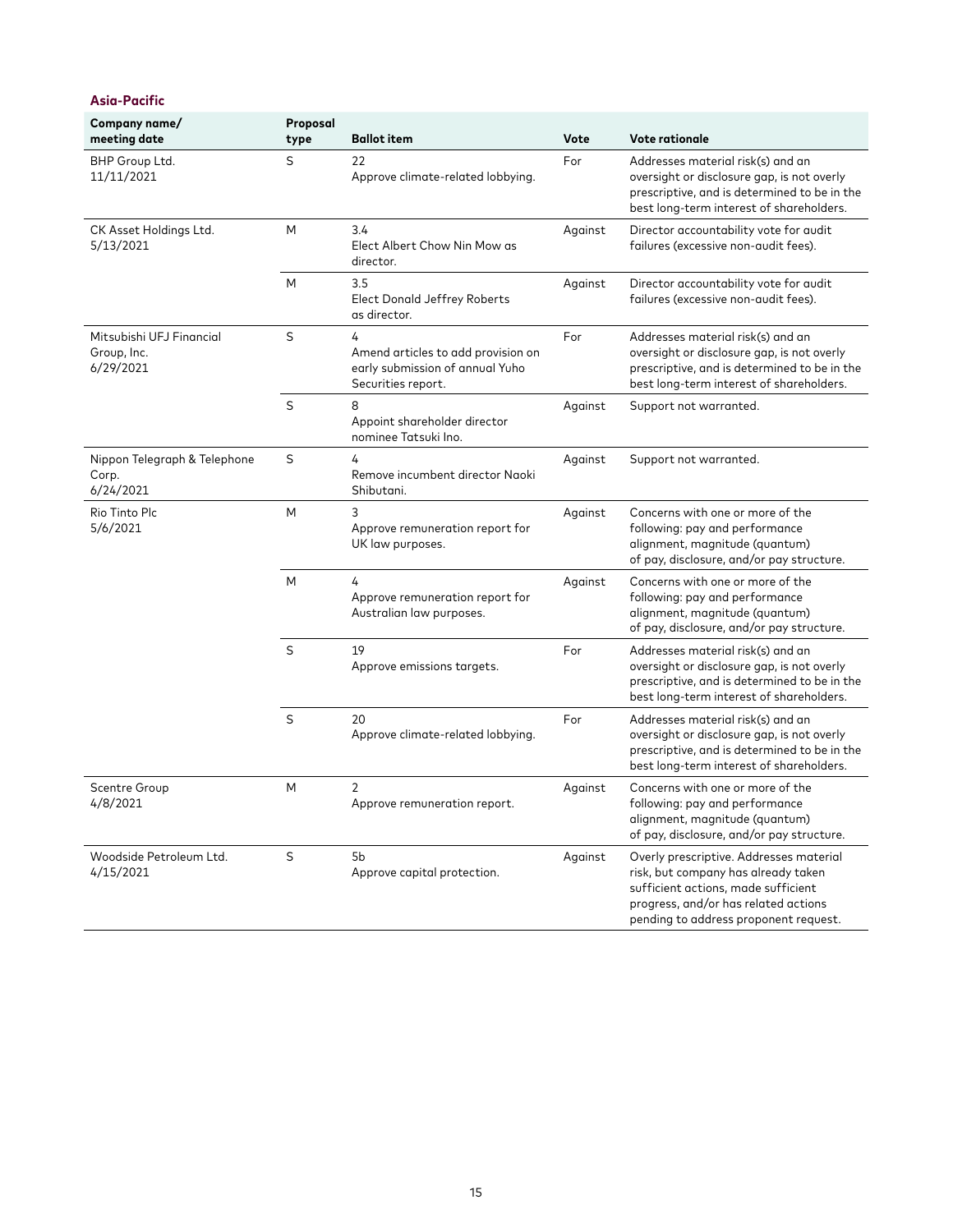### Asia-Pacific

| Company name/ meeting date | Proposal type | Ballot item | Vote | Vote rationale |
|---|---|---|---|---|
| BHP Group Ltd. 11/11/2021 | S | 22 Approve climate-related lobbying. | For | Addresses material risk(s) and an oversight or disclosure gap, is not overly prescriptive, and is determined to be in the best long-term interest of shareholders. |
| CK Asset Holdings Ltd. 5/13/2021 | M | 3.4 Elect Albert Chow Nin Mow as director. | Against | Director accountability vote for audit failures (excessive non-audit fees). |
| | M | 3.5 Elect Donald Jeffrey Roberts as director. | Against | Director accountability vote for audit failures (excessive non-audit fees). |
| Mitsubishi UFJ Financial Group, Inc. 6/29/2021 | S | 4 Amend articles to add provision on early submission of annual Yuho Securities report. | For | Addresses material risk(s) and an oversight or disclosure gap, is not overly prescriptive, and is determined to be in the best long-term interest of shareholders. |
| | S | 8 Appoint shareholder director nominee Tatsuki Ino. | Against | Support not warranted. |
| Nippon Telegraph & Telephone Corp. 6/24/2021 | S | 4 Remove incumbent director Naoki Shibutani. | Against | Support not warranted. |
| Rio Tinto Plc 5/6/2021 | M | 3 Approve remuneration report for UK law purposes. | Against | Concerns with one or more of the following: pay and performance alignment, magnitude (quantum) of pay, disclosure, and/or pay structure. |
| | M | 4 Approve remuneration report for Australian law purposes. | Against | Concerns with one or more of the following: pay and performance alignment, magnitude (quantum) of pay, disclosure, and/or pay structure. |
| | S | 19 Approve emissions targets. | For | Addresses material risk(s) and an oversight or disclosure gap, is not overly prescriptive, and is determined to be in the best long-term interest of shareholders. |
| | S | 20 Approve climate-related lobbying. | For | Addresses material risk(s) and an oversight or disclosure gap, is not overly prescriptive, and is determined to be in the best long-term interest of shareholders. |
| Scentre Group 4/8/2021 | M | 2 Approve remuneration report. | Against | Concerns with one or more of the following: pay and performance alignment, magnitude (quantum) of pay, disclosure, and/or pay structure. |
| Woodside Petroleum Ltd. 4/15/2021 | S | 5b Approve capital protection. | Against | Overly prescriptive. Addresses material risk, but company has already taken sufficient actions, made sufficient progress, and/or has related actions pending to address proponent request. |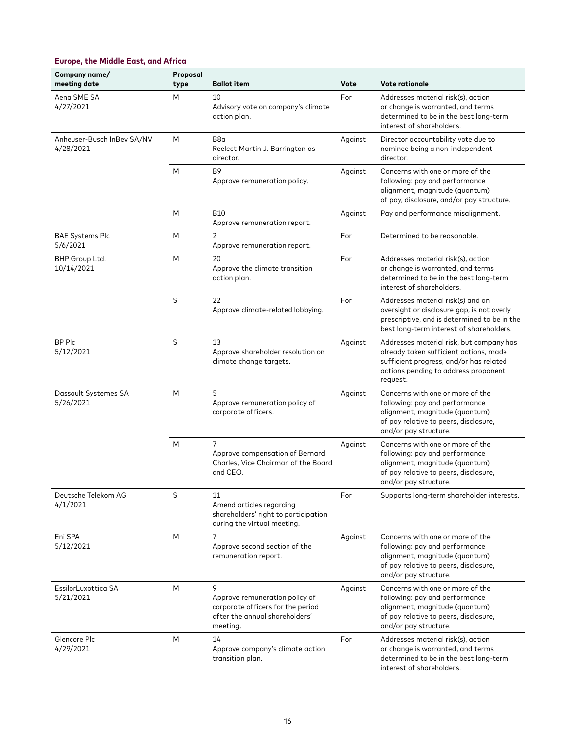### Europe, the Middle East, and Africa

| Company name/ meeting date | Proposal type | Ballot item | Vote | Vote rationale |
|---|---|---|---|---|
| Aena SME SA 4/27/2021 | M | 10 Advisory vote on company's climate action plan. | For | Addresses material risk(s), action or change is warranted, and terms determined to be in the best long-term interest of shareholders. |
| Anheuser-Busch InBev SA/NV 4/28/2021 | M | B8a Reelect Martin J. Barrington as director. | Against | Director accountability vote due to nominee being a non-independent director. |
| | M | B9 Approve remuneration policy. | Against | Concerns with one or more of the following: pay and performance alignment, magnitude (quantum) of pay, disclosure, and/or pay structure. |
| | M | B10 Approve remuneration report. | Against | Pay and performance misalignment. |
| BAE Systems Plc 5/6/2021 | M | 2 Approve remuneration report. | For | Determined to be reasonable. |
| BHP Group Ltd. 10/14/2021 | M | 20 Approve the climate transition action plan. | For | Addresses material risk(s), action or change is warranted, and terms determined to be in the best long-term interest of shareholders. |
| | S | 22 Approve climate-related lobbying. | For | Addresses material risk(s) and an oversight or disclosure gap, is not overly prescriptive, and is determined to be in the best long-term interest of shareholders. |
| BP Plc 5/12/2021 | S | 13 Approve shareholder resolution on climate change targets. | Against | Addresses material risk, but company has already taken sufficient actions, made sufficient progress, and/or has related actions pending to address proponent request. |
| Dassault Systemes SA 5/26/2021 | M | 5 Approve remuneration policy of corporate officers. | Against | Concerns with one or more of the following: pay and performance alignment, magnitude (quantum) of pay relative to peers, disclosure, and/or pay structure. |
| | M | 7 Approve compensation of Bernard Charles, Vice Chairman of the Board and CEO. | Against | Concerns with one or more of the following: pay and performance alignment, magnitude (quantum) of pay relative to peers, disclosure, and/or pay structure. |
| Deutsche Telekom AG 4/1/2021 | S | 11 Amend articles regarding shareholders' right to participation during the virtual meeting. | For | Supports long-term shareholder interests. |
| Eni SPA 5/12/2021 | M | 7 Approve second section of the remuneration report. | Against | Concerns with one or more of the following: pay and performance alignment, magnitude (quantum) of pay relative to peers, disclosure, and/or pay structure. |
| EssilorLuxottica SA 5/21/2021 | M | 9 Approve remuneration policy of corporate officers for the period after the annual shareholders' meeting. | Against | Concerns with one or more of the following: pay and performance alignment, magnitude (quantum) of pay relative to peers, disclosure, and/or pay structure. |
| Glencore Plc 4/29/2021 | M | 14 Approve company's climate action transition plan. | For | Addresses material risk(s), action or change is warranted, and terms determined to be in the best long-term interest of shareholders. |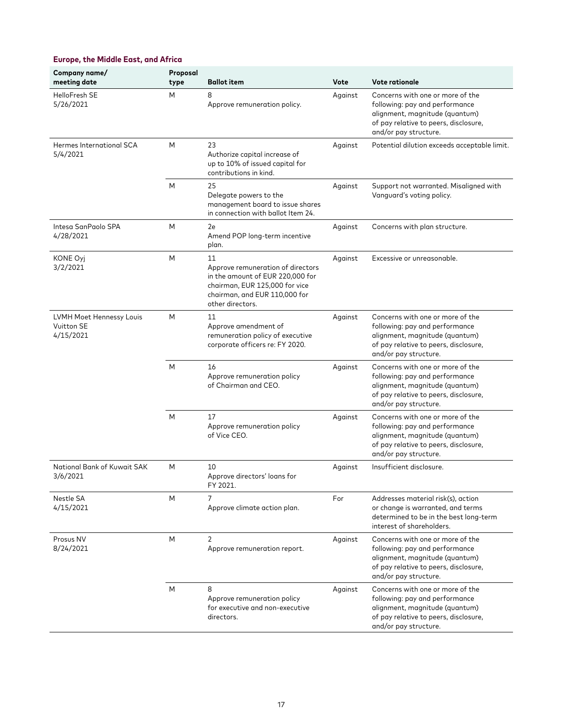### Europe, the Middle East, and Africa

| Company name/ meeting date | Proposal type | Ballot item | Vote | Vote rationale |
|---|---|---|---|---|
| HelloFresh SE 5/26/2021 | M | 8 Approve remuneration policy. | Against | Concerns with one or more of the following: pay and performance alignment, magnitude (quantum) of pay relative to peers, disclosure, and/or pay structure. |
| Hermes International SCA 5/4/2021 | M | 23 Authorize capital increase of up to 10% of issued capital for contributions in kind. | Against | Potential dilution exceeds acceptable limit. |
| | M | 25 Delegate powers to the management board to issue shares in connection with ballot Item 24. | Against | Support not warranted. Misaligned with Vanguard's voting policy. |
| Intesa SanPaolo SPA 4/28/2021 | M | 2e Amend POP long-term incentive plan. | Against | Concerns with plan structure. |
| KONE Oyj 3/2/2021 | M | 11 Approve remuneration of directors in the amount of EUR 220,000 for chairman, EUR 125,000 for vice chairman, and EUR 110,000 for other directors. | Against | Excessive or unreasonable. |
| LVMH Moet Hennessy Louis Vuitton SE 4/15/2021 | M | 11 Approve amendment of remuneration policy of executive corporate officers re: FY 2020. | Against | Concerns with one or more of the following: pay and performance alignment, magnitude (quantum) of pay relative to peers, disclosure, and/or pay structure. |
| | M | 16 Approve remuneration policy of Chairman and CEO. | Against | Concerns with one or more of the following: pay and performance alignment, magnitude (quantum) of pay relative to peers, disclosure, and/or pay structure. |
| | M | 17 Approve remuneration policy of Vice CEO. | Against | Concerns with one or more of the following: pay and performance alignment, magnitude (quantum) of pay relative to peers, disclosure, and/or pay structure. |
| National Bank of Kuwait SAK 3/6/2021 | M | 10 Approve directors' loans for FY 2021. | Against | Insufficient disclosure. |
| Nestle SA 4/15/2021 | M | 7 Approve climate action plan. | For | Addresses material risk(s), action or change is warranted, and terms determined to be in the best long-term interest of shareholders. |
| Prosus NV 8/24/2021 | M | 2 Approve remuneration report. | Against | Concerns with one or more of the following: pay and performance alignment, magnitude (quantum) of pay relative to peers, disclosure, and/or pay structure. |
| | M | 8 Approve remuneration policy for executive and non-executive directors. | Against | Concerns with one or more of the following: pay and performance alignment, magnitude (quantum) of pay relative to peers, disclosure, and/or pay structure. |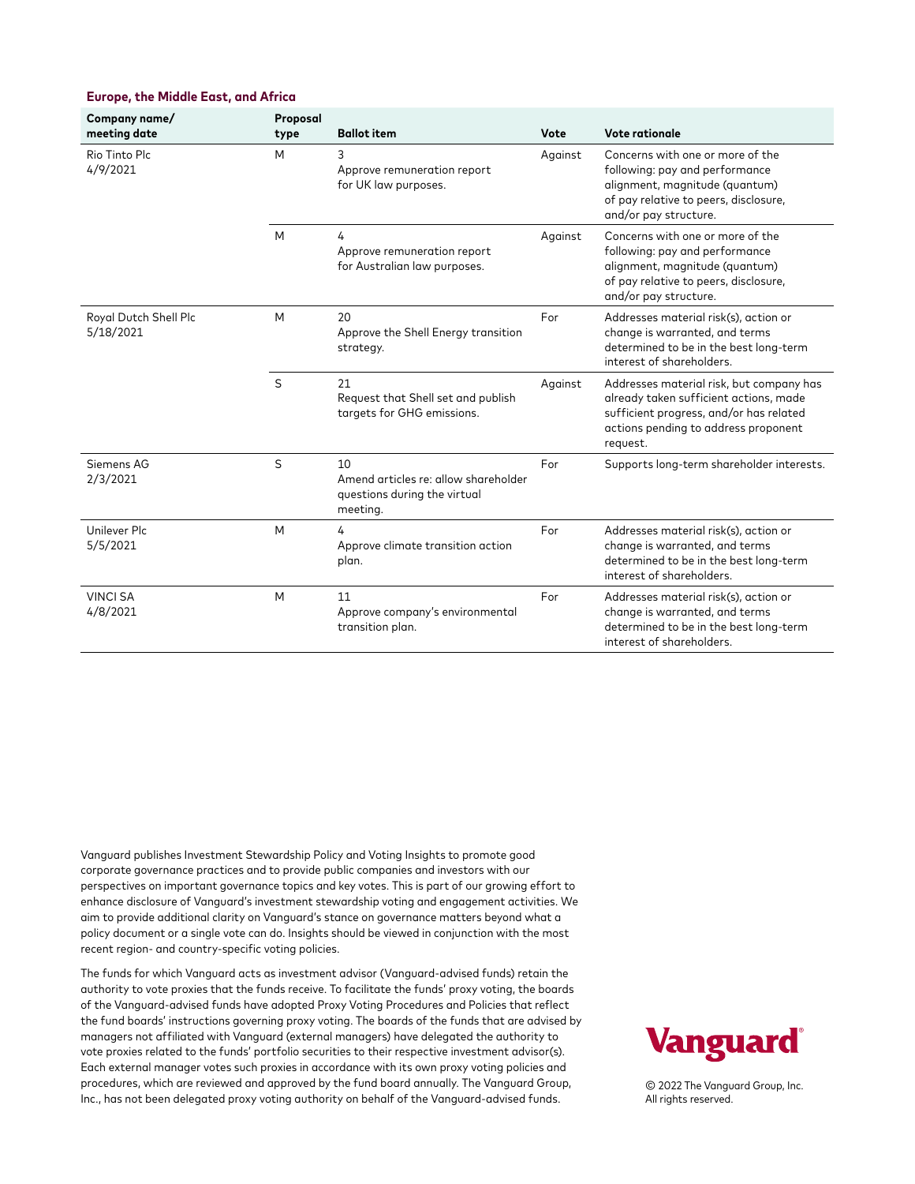### Europe, the Middle East, and Africa

| Company name/ meeting date | Proposal type | Ballot item | Vote | Vote rationale |
|---|---|---|---|---|
| Rio Tinto Plc 4/9/2021 | M | 3 Approve remuneration report for UK law purposes. | Against | Concerns with one or more of the following: pay and performance alignment, magnitude (quantum) of pay relative to peers, disclosure, and/or pay structure. |
| | M | 4 Approve remuneration report for Australian law purposes. | Against | Concerns with one or more of the following: pay and performance alignment, magnitude (quantum) of pay relative to peers, disclosure, and/or pay structure. |
| Royal Dutch Shell Plc 5/18/2021 | M | 20 Approve the Shell Energy transition strategy. | For | Addresses material risk(s), action or change is warranted, and terms determined to be in the best long-term interest of shareholders. |
| | S | 21 Request that Shell set and publish targets for GHG emissions. | Against | Addresses material risk, but company has already taken sufficient actions, made sufficient progress, and/or has related actions pending to address proponent request. |
| Siemens AG 2/3/2021 | S | 10 Amend articles re: allow shareholder questions during the virtual meeting. | For | Supports long-term shareholder interests. |
| Unilever Plc 5/5/2021 | M | 4 Approve climate transition action plan. | For | Addresses material risk(s), action or change is warranted, and terms determined to be in the best long-term interest of shareholders. |
| VINCI SA 4/8/2021 | M | 11 Approve company's environmental transition plan. | For | Addresses material risk(s), action or change is warranted, and terms determined to be in the best long-term interest of shareholders. |

Vanguard publishes Investment Stewardship Policy and Voting Insights to promote good corporate governance practices and to provide public companies and investors with our perspectives on important governance topics and key votes. This is part of our growing effort to enhance disclosure of Vanguard's investment stewardship voting and engagement activities. We aim to provide additional clarity on Vanguard's stance on governance matters beyond what a policy document or a single vote can do. Insights should be viewed in conjunction with the most recent region- and country-specific voting policies.

The funds for which Vanguard acts as investment advisor (Vanguard-advised funds) retain the authority to vote proxies that the funds receive. To facilitate the funds' proxy voting, the boards of the Vanguard-advised funds have adopted Proxy Voting Procedures and Policies that reflect the fund boards' instructions governing proxy voting. The boards of the funds that are advised by managers not affiliated with Vanguard (external managers) have delegated the authority to vote proxies related to the funds' portfolio securities to their respective investment advisor(s). Each external manager votes such proxies in accordance with its own proxy voting policies and procedures, which are reviewed and approved by the fund board annually. The Vanguard Group, Inc., has not been delegated proxy voting authority on behalf of the Vanguard-advised funds.

Vanguard®

© 2022 The Vanguard Group, Inc.
All rights reserved.